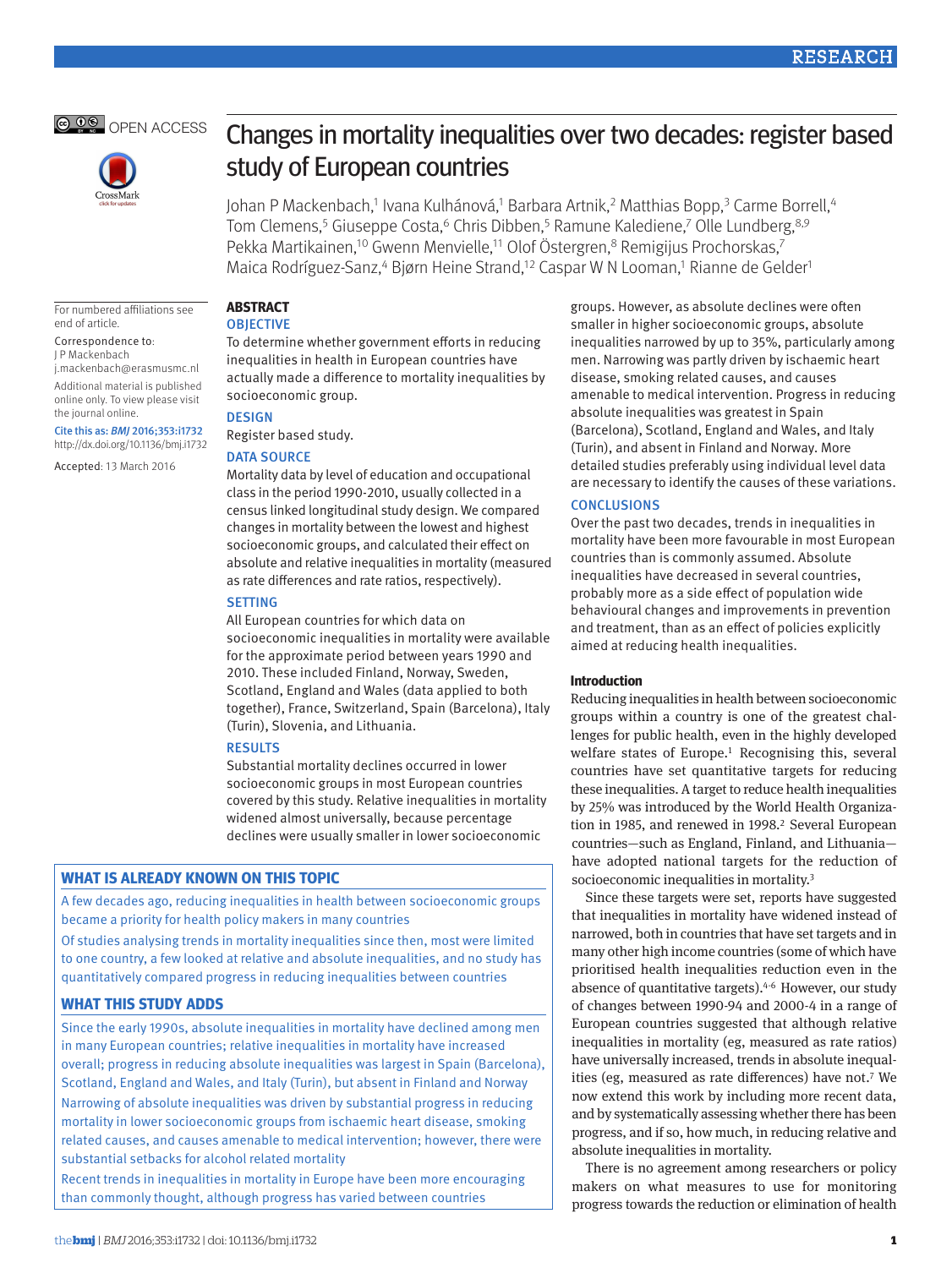OPEN ACCESS

# Changes in mortality inequalities over two decades: register based study of European countries

Johan P Mackenbach,[1] Ivana Kulhánová,[1] Barbara Artnik,[2] Matthias Bopp,[3] Carme Borrell,[4] Tom Clemens,[5] Giuseppe Costa,[6] Chris Dibben,[5] Ramune Kalediene,[7] Olle Lundberg,[8,9] Pekka Martikainen,[10] Gwenn Menvielle,[11] Olof Östergren,[8] Remigijus Prochorskas,[7] Maica Rodríguez-Sanz,[4] Bjørn Heine Strand,[12] Caspar W N Looman,[1] Rianne de Gelder[1]

For numbered affiliations see end of article.

Correspondence to: J P Mackenbach j.mackenbach@erasmusmc.nl

Additional material is published online only. To view please visit the journal online.

Cite this as: *BMJ* 2016;353:i1732 http://dx.doi.org/10.1136/bmj.i1732

Accepted: 13 March 2016

## ABSTRACT

### OBJECTIVE

To determine whether government efforts in reducing inequalities in health in European countries have actually made a difference to mortality inequalities by socioeconomic group.

### DESIGN

Register based study.

### DATA SOURCE

Mortality data by level of education and occupational class in the period 1990-2010, usually collected in a census linked longitudinal study design. We compared changes in mortality between the lowest and highest socioeconomic groups, and calculated their effect on absolute and relative inequalities in mortality (measured as rate differences and rate ratios, respectively).

### SETTING

All European countries for which data on socioeconomic inequalities in mortality were available for the approximate period between years 1990 and 2010. These included Finland, Norway, Sweden, Scotland, England and Wales (data applied to both together), France, Switzerland, Spain (Barcelona), Italy (Turin), Slovenia, and Lithuania.

### RESULTS

Substantial mortality declines occurred in lower socioeconomic groups in most European countries covered by this study. Relative inequalities in mortality widened almost universally, because percentage declines were usually smaller in lower socioeconomic groups. However, as absolute declines were often smaller in higher socioeconomic groups, absolute inequalities narrowed by up to 35%, particularly among men. Narrowing was partly driven by ischaemic heart disease, smoking related causes, and causes amenable to medical intervention. Progress in reducing absolute inequalities was greatest in Spain (Barcelona), Scotland, England and Wales, and Italy (Turin), and absent in Finland and Norway. More detailed studies preferably using individual level data are necessary to identify the causes of these variations.

### CONCLUSIONS

Over the past two decades, trends in inequalities in mortality have been more favourable in most European countries than is commonly assumed. Absolute inequalities have decreased in several countries, probably more as a side effect of population wide behavioural changes and improvements in prevention and treatment, than as an effect of policies explicitly aimed at reducing health inequalities.

## WHAT IS ALREADY KNOWN ON THIS TOPIC

A few decades ago, reducing inequalities in health between socioeconomic groups became a priority for health policy makers in many countries

Of studies analysing trends in mortality inequalities since then, most were limited to one country, a few looked at relative and absolute inequalities, and no study has quantitatively compared progress in reducing inequalities between countries

## WHAT THIS STUDY ADDS

Since the early 1990s, absolute inequalities in mortality have declined among men in many European countries; relative inequalities in mortality have increased overall; progress in reducing absolute inequalities was largest in Spain (Barcelona), Scotland, England and Wales, and Italy (Turin), but absent in Finland and Norway

Narrowing of absolute inequalities was driven by substantial progress in reducing mortality in lower socioeconomic groups from ischaemic heart disease, smoking related causes, and causes amenable to medical intervention; however, there were substantial setbacks for alcohol related mortality

Recent trends in inequalities in mortality in Europe have been more encouraging than commonly thought, although progress has varied between countries

## Introduction

Reducing inequalities in health between socioeconomic groups within a country is one of the greatest challenges for public health, even in the highly developed welfare states of Europe.[1] Recognising this, several countries have set quantitative targets for reducing these inequalities. A target to reduce health inequalities by 25% was introduced by the World Health Organization in 1985, and renewed in 1998.[2] Several European countries—such as England, Finland, and Lithuania—have adopted national targets for the reduction of socioeconomic inequalities in mortality.[3]

Since these targets were set, reports have suggested that inequalities in mortality have widened instead of narrowed, both in countries that have set targets and in many other high income countries (some of which have prioritised health inequalities reduction even in the absence of quantitative targets).[4-6] However, our study of changes between 1990-94 and 2000-4 in a range of European countries suggested that although relative inequalities in mortality (eg, measured as rate ratios) have universally increased, trends in absolute inequalities (eg, measured as rate differences) have not.[7] We now extend this work by including more recent data, and by systematically assessing whether there has been progress, and if so, how much, in reducing relative and absolute inequalities in mortality.

There is no agreement among researchers or policy makers on what measures to use for monitoring progress towards the reduction or elimination of health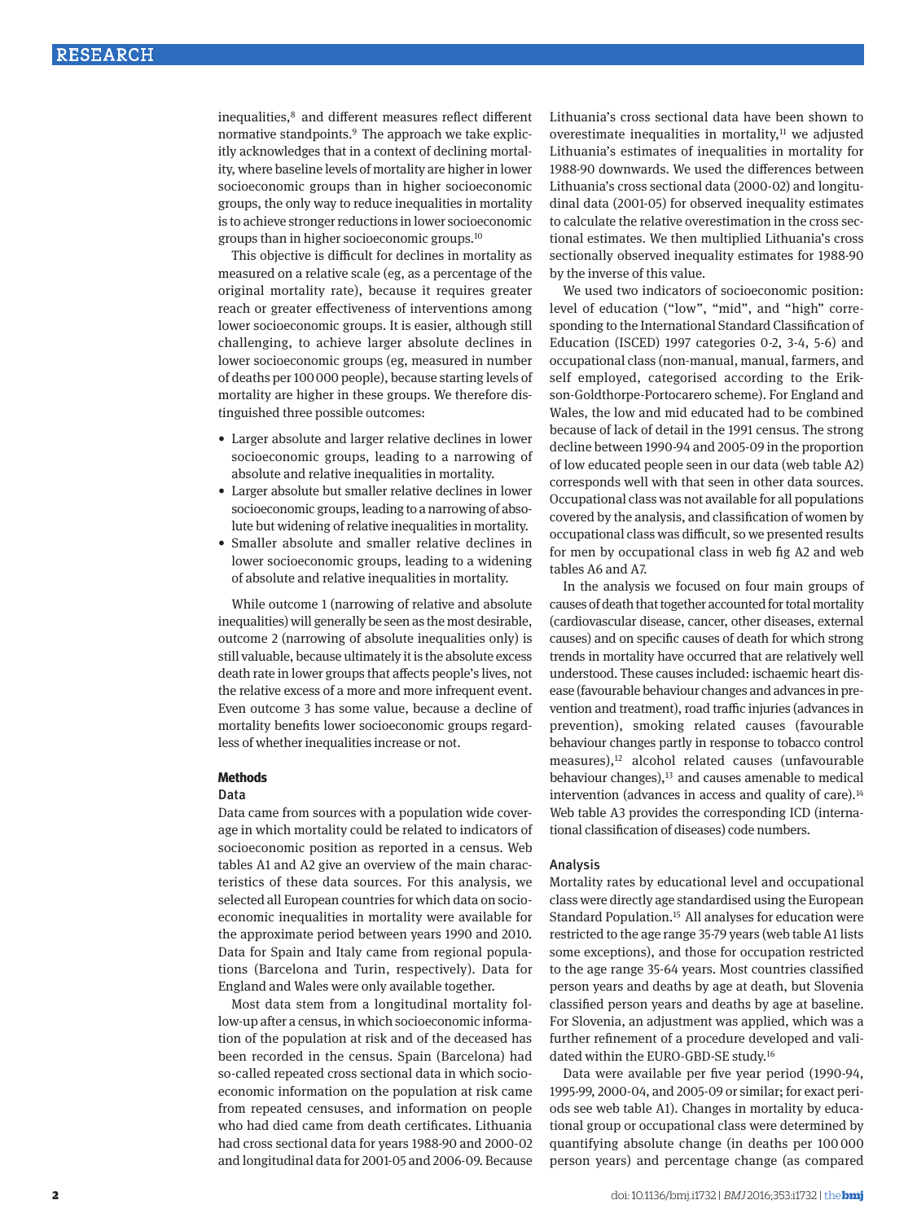inequalities,[8] and different measures reflect different normative standpoints.[9] The approach we take explicitly acknowledges that in a context of declining mortality, where baseline levels of mortality are higher in lower socioeconomic groups than in higher socioeconomic groups, the only way to reduce inequalities in mortality is to achieve stronger reductions in lower socioeconomic groups than in higher socioeconomic groups.[10]

This objective is difficult for declines in mortality as measured on a relative scale (eg, as a percentage of the original mortality rate), because it requires greater reach or greater effectiveness of interventions among lower socioeconomic groups. It is easier, although still challenging, to achieve larger absolute declines in lower socioeconomic groups (eg, measured in number of deaths per 100 000 people), because starting levels of mortality are higher in these groups. We therefore distinguished three possible outcomes:

- Larger absolute and larger relative declines in lower socioeconomic groups, leading to a narrowing of absolute and relative inequalities in mortality.
- Larger absolute but smaller relative declines in lower socioeconomic groups, leading to a narrowing of absolute but widening of relative inequalities in mortality.
- Smaller absolute and smaller relative declines in lower socioeconomic groups, leading to a widening of absolute and relative inequalities in mortality.

While outcome 1 (narrowing of relative and absolute inequalities) will generally be seen as the most desirable, outcome 2 (narrowing of absolute inequalities only) is still valuable, because ultimately it is the absolute excess death rate in lower groups that affects people's lives, not the relative excess of a more and more infrequent event. Even outcome 3 has some value, because a decline of mortality benefits lower socioeconomic groups regardless of whether inequalities increase or not.

## Methods

### Data

Data came from sources with a population wide coverage in which mortality could be related to indicators of socioeconomic position as reported in a census. Web tables A1 and A2 give an overview of the main characteristics of these data sources. For this analysis, we selected all European countries for which data on socioeconomic inequalities in mortality were available for the approximate period between years 1990 and 2010. Data for Spain and Italy came from regional populations (Barcelona and Turin, respectively). Data for England and Wales were only available together.

Most data stem from a longitudinal mortality follow-up after a census, in which socioeconomic information of the population at risk and of the deceased has been recorded in the census. Spain (Barcelona) had so-called repeated cross sectional data in which socioeconomic information on the population at risk came from repeated censuses, and information on people who had died came from death certificates. Lithuania had cross sectional data for years 1988-90 and 2000-02 and longitudinal data for 2001-05 and 2006-09. Because Lithuania's cross sectional data have been shown to overestimate inequalities in mortality,[11] we adjusted Lithuania's estimates of inequalities in mortality for 1988-90 downwards. We used the differences between Lithuania's cross sectional data (2000-02) and longitudinal data (2001-05) for observed inequality estimates to calculate the relative overestimation in the cross sectional estimates. We then multiplied Lithuania's cross sectionally observed inequality estimates for 1988-90 by the inverse of this value.

We used two indicators of socioeconomic position: level of education ("low", "mid", and "high" corresponding to the International Standard Classification of Education (ISCED) 1997 categories 0-2, 3-4, 5-6) and occupational class (non-manual, manual, farmers, and self employed, categorised according to the Erikson-Goldthorpe-Portocarero scheme). For England and Wales, the low and mid educated had to be combined because of lack of detail in the 1991 census. The strong decline between 1990-94 and 2005-09 in the proportion of low educated people seen in our data (web table A2) corresponds well with that seen in other data sources. Occupational class was not available for all populations covered by the analysis, and classification of women by occupational class was difficult, so we presented results for men by occupational class in web fig A2 and web tables A6 and A7.

In the analysis we focused on four main groups of causes of death that together accounted for total mortality (cardiovascular disease, cancer, other diseases, external causes) and on specific causes of death for which strong trends in mortality have occurred that are relatively well understood. These causes included: ischaemic heart disease (favourable behaviour changes and advances in prevention and treatment), road traffic injuries (advances in prevention), smoking related causes (favourable behaviour changes partly in response to tobacco control measures),[12] alcohol related causes (unfavourable behaviour changes),[13] and causes amenable to medical intervention (advances in access and quality of care).[14] Web table A3 provides the corresponding ICD (international classification of diseases) code numbers.

### Analysis

Mortality rates by educational level and occupational class were directly age standardised using the European Standard Population.[15] All analyses for education were restricted to the age range 35-79 years (web table A1 lists some exceptions), and those for occupation restricted to the age range 35-64 years. Most countries classified person years and deaths by age at death, but Slovenia classified person years and deaths by age at baseline. For Slovenia, an adjustment was applied, which was a further refinement of a procedure developed and validated within the EURO-GBD-SE study.[16]

Data were available per five year period (1990-94, 1995-99, 2000-04, and 2005-09 or similar; for exact periods see web table A1). Changes in mortality by educational group or occupational class were determined by quantifying absolute change (in deaths per 100 000 person years) and percentage change (as compared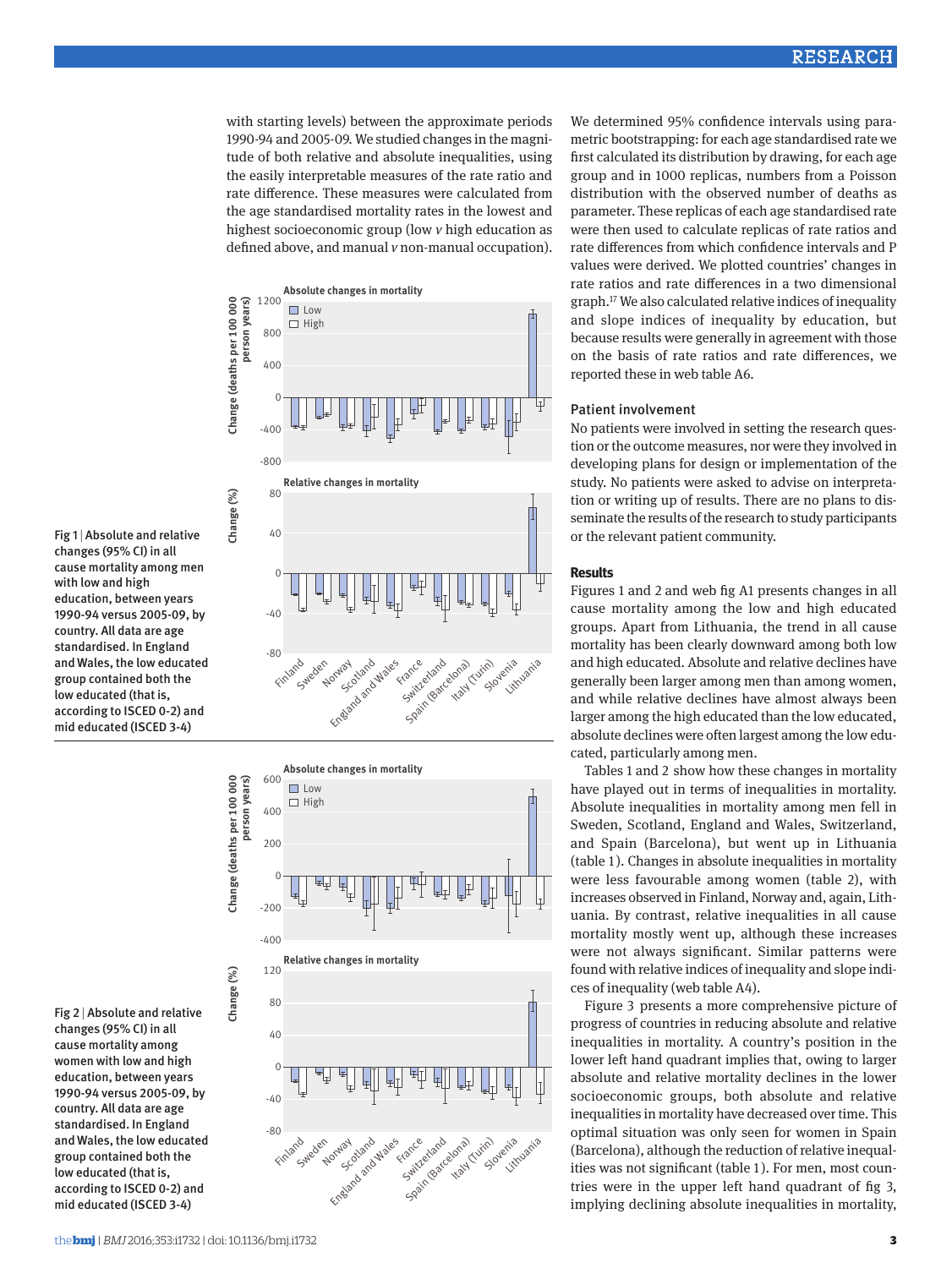with starting levels) between the approximate periods 1990-94 and 2005-09. We studied changes in the magnitude of both relative and absolute inequalities, using the easily interpretable measures of the rate ratio and rate difference. These measures were calculated from the age standardised mortality rates in the lowest and highest socioeconomic group (low *v* high education as defined above, and manual *v* non-manual occupation).

Fig 1 | Absolute and relative changes (95% CI) in all cause mortality among men with low and high education, between years 1990-94 versus 2005-09, by country. All data are age standardised. In England and Wales, the low educated group contained both the low educated (that is, according to ISCED 0-2) and mid educated (ISCED 3-4)

Fig 2 | Absolute and relative changes (95% CI) in all cause mortality among women with low and high education, between years 1990-94 versus 2005-09, by country. All data are age standardised. In England and Wales, the low educated group contained both the low educated (that is, according to ISCED 0-2) and mid educated (ISCED 3-4)

We determined 95% confidence intervals using parametric bootstrapping: for each age standardised rate we first calculated its distribution by drawing, for each age group and in 1000 replicas, numbers from a Poisson distribution with the observed number of deaths as parameter. These replicas of each age standardised rate were then used to calculate replicas of rate ratios and rate differences from which confidence intervals and P values were derived. We plotted countries' changes in rate ratios and rate differences in a two dimensional graph.[17] We also calculated relative indices of inequality and slope indices of inequality by education, but because results were generally in agreement with those on the basis of rate ratios and rate differences, we reported these in web table A6.

### Patient involvement

No patients were involved in setting the research question or the outcome measures, nor were they involved in developing plans for design or implementation of the study. No patients were asked to advise on interpretation or writing up of results. There are no plans to disseminate the results of the research to study participants or the relevant patient community.

## Results

Figures 1 and 2 and web fig A1 presents changes in all cause mortality among the low and high educated groups. Apart from Lithuania, the trend in all cause mortality has been clearly downward among both low and high educated. Absolute and relative declines have generally been larger among men than among women, and while relative declines have almost always been larger among the high educated than the low educated, absolute declines were often largest among the low educated, particularly among men.

Tables 1 and 2 show how these changes in mortality have played out in terms of inequalities in mortality. Absolute inequalities in mortality among men fell in Sweden, Scotland, England and Wales, Switzerland, and Spain (Barcelona), but went up in Lithuania (table 1). Changes in absolute inequalities in mortality were less favourable among women (table 2), with increases observed in Finland, Norway and, again, Lithuania. By contrast, relative inequalities in all cause mortality mostly went up, although these increases were not always significant. Similar patterns were found with relative indices of inequality and slope indices of inequality (web table A4).

Figure 3 presents a more comprehensive picture of progress of countries in reducing absolute and relative inequalities in mortality. A country's position in the lower left hand quadrant implies that, owing to larger absolute and relative mortality declines in the lower socioeconomic groups, both absolute and relative inequalities in mortality have decreased over time. This optimal situation was only seen for women in Spain (Barcelona), although the reduction of relative inequalities was not significant (table 1). For men, most countries were in the upper left hand quadrant of fig 3, implying declining absolute inequalities in mortality,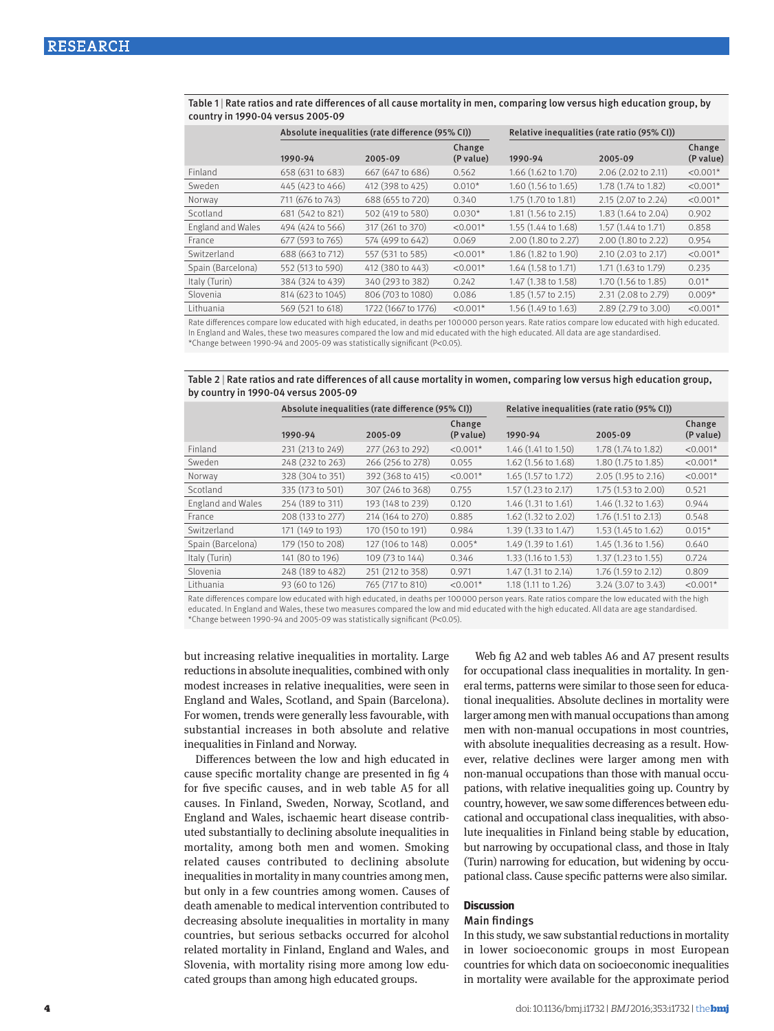Table 1 | Rate ratios and rate differences of all cause mortality in men, comparing low versus high education group, by country in 1990-04 versus 2005-09

| | Absolute inequalities (rate difference (95% CI)) | | | Relative inequalities (rate ratio (95% CI)) | | |
|---|---|---|---|---|---|---|
| | 1990-94 | 2005-09 | Change (P value) | 1990-94 | 2005-09 | Change (P value) |
| Finland | 658 (631 to 683) | 667 (647 to 686) | 0.562 | 1.66 (1.62 to 1.70) | 2.06 (2.02 to 2.11) | <0.001* |
| Sweden | 445 (423 to 466) | 412 (398 to 425) | 0.010* | 1.60 (1.56 to 1.65) | 1.78 (1.74 to 1.82) | <0.001* |
| Norway | 711 (676 to 743) | 688 (655 to 720) | 0.340 | 1.75 (1.70 to 1.81) | 2.15 (2.07 to 2.24) | <0.001* |
| Scotland | 681 (542 to 821) | 502 (419 to 580) | 0.030* | 1.81 (1.56 to 2.15) | 1.83 (1.64 to 2.04) | 0.902 |
| England and Wales | 494 (424 to 566) | 317 (261 to 370) | <0.001* | 1.55 (1.44 to 1.68) | 1.57 (1.44 to 1.71) | 0.858 |
| France | 677 (593 to 765) | 574 (499 to 642) | 0.069 | 2.00 (1.80 to 2.27) | 2.00 (1.80 to 2.22) | 0.954 |
| Switzerland | 688 (663 to 712) | 557 (531 to 585) | <0.001* | 1.86 (1.82 to 1.90) | 2.10 (2.03 to 2.17) | <0.001* |
| Spain (Barcelona) | 552 (513 to 590) | 412 (380 to 443) | <0.001* | 1.64 (1.58 to 1.71) | 1.71 (1.63 to 1.79) | 0.235 |
| Italy (Turin) | 384 (324 to 439) | 340 (293 to 382) | 0.242 | 1.47 (1.38 to 1.58) | 1.70 (1.56 to 1.85) | 0.01* |
| Slovenia | 814 (623 to 1045) | 806 (703 to 1080) | 0.086 | 1.85 (1.57 to 2.15) | 2.31 (2.08 to 2.79) | 0.009* |
| Lithuania | 569 (521 to 618) | 1722 (1667 to 1776) | <0.001* | 1.56 (1.49 to 1.63) | 2.89 (2.79 to 3.00) | <0.001* |

Rate differences compare low educated with high educated, in deaths per 100 000 person years. Rate ratios compare low educated with high educated. In England and Wales, these two measures compared the low and mid educated with the high educated. All data are age standardised.
*Change between 1990-94 and 2005-09 was statistically significant (P<0.05).

Table 2 | Rate ratios and rate differences of all cause mortality in women, comparing low versus high education group, by country in 1990-04 versus 2005-09

| | Absolute inequalities (rate difference (95% CI)) | | | Relative inequalities (rate ratio (95% CI)) | | |
|---|---|---|---|---|---|---|
| | 1990-94 | 2005-09 | Change (P value) | 1990-94 | 2005-09 | Change (P value) |
| Finland | 231 (213 to 249) | 277 (263 to 292) | <0.001* | 1.46 (1.41 to 1.50) | 1.78 (1.74 to 1.82) | <0.001* |
| Sweden | 248 (232 to 263) | 266 (256 to 278) | 0.055 | 1.62 (1.56 to 1.68) | 1.80 (1.75 to 1.85) | <0.001* |
| Norway | 328 (304 to 351) | 392 (368 to 415) | <0.001* | 1.65 (1.57 to 1.72) | 2.05 (1.95 to 2.16) | <0.001* |
| Scotland | 335 (173 to 501) | 307 (246 to 368) | 0.755 | 1.57 (1.23 to 2.17) | 1.75 (1.53 to 2.00) | 0.521 |
| England and Wales | 254 (189 to 311) | 193 (148 to 239) | 0.120 | 1.46 (1.31 to 1.61) | 1.46 (1.32 to 1.63) | 0.944 |
| France | 208 (133 to 277) | 214 (164 to 270) | 0.885 | 1.62 (1.32 to 2.02) | 1.76 (1.51 to 2.13) | 0.548 |
| Switzerland | 171 (149 to 193) | 170 (150 to 191) | 0.984 | 1.39 (1.33 to 1.47) | 1.53 (1.45 to 1.62) | 0.015* |
| Spain (Barcelona) | 179 (150 to 208) | 127 (106 to 148) | 0.005* | 1.49 (1.39 to 1.61) | 1.45 (1.36 to 1.56) | 0.640 |
| Italy (Turin) | 141 (80 to 196) | 109 (73 to 144) | 0.346 | 1.33 (1.16 to 1.53) | 1.37 (1.23 to 1.55) | 0.724 |
| Slovenia | 248 (189 to 482) | 251 (212 to 358) | 0.971 | 1.47 (1.31 to 2.14) | 1.76 (1.59 to 2.12) | 0.809 |
| Lithuania | 93 (60 to 126) | 765 (717 to 810) | <0.001* | 1.18 (1.11 to 1.26) | 3.24 (3.07 to 3.43) | <0.001* |

Rate differences compare low educated with high educated, in deaths per 100 000 person years. Rate ratios compare the low educated with the high educated. In England and Wales, these two measures compared the low and mid educated with the high educated. All data are age standardised.
*Change between 1990-94 and 2005-09 was statistically significant (P<0.05).

but increasing relative inequalities in mortality. Large reductions in absolute inequalities, combined with only modest increases in relative inequalities, were seen in England and Wales, Scotland, and Spain (Barcelona). For women, trends were generally less favourable, with substantial increases in both absolute and relative inequalities in Finland and Norway.

Differences between the low and high educated in cause specific mortality change are presented in fig 4 for five specific causes, and in web table A5 for all causes. In Finland, Sweden, Norway, Scotland, and England and Wales, ischaemic heart disease contributed substantially to declining absolute inequalities in mortality, among both men and women. Smoking related causes contributed to declining absolute inequalities in mortality in many countries among men, but only in a few countries among women. Causes of death amenable to medical intervention contributed to decreasing absolute inequalities in mortality in many countries, but serious setbacks occurred for alcohol related mortality in Finland, England and Wales, and Slovenia, with mortality rising more among low educated groups than among high educated groups.

Web fig A2 and web tables A6 and A7 present results for occupational class inequalities in mortality. In general terms, patterns were similar to those seen for educational inequalities. Absolute declines in mortality were larger among men with manual occupations than among men with non-manual occupations in most countries, with absolute inequalities decreasing as a result. However, relative declines were larger among men with non-manual occupations than those with manual occupations, with relative inequalities going up. Country by country, however, we saw some differences between educational and occupational class inequalities, with absolute inequalities in Finland being stable by education, but narrowing by occupational class, and those in Italy (Turin) narrowing for education, but widening by occupational class. Cause specific patterns were also similar.

## Discussion

### Main findings

In this study, we saw substantial reductions in mortality in lower socioeconomic groups in most European countries for which data on socioeconomic inequalities in mortality were available for the approximate period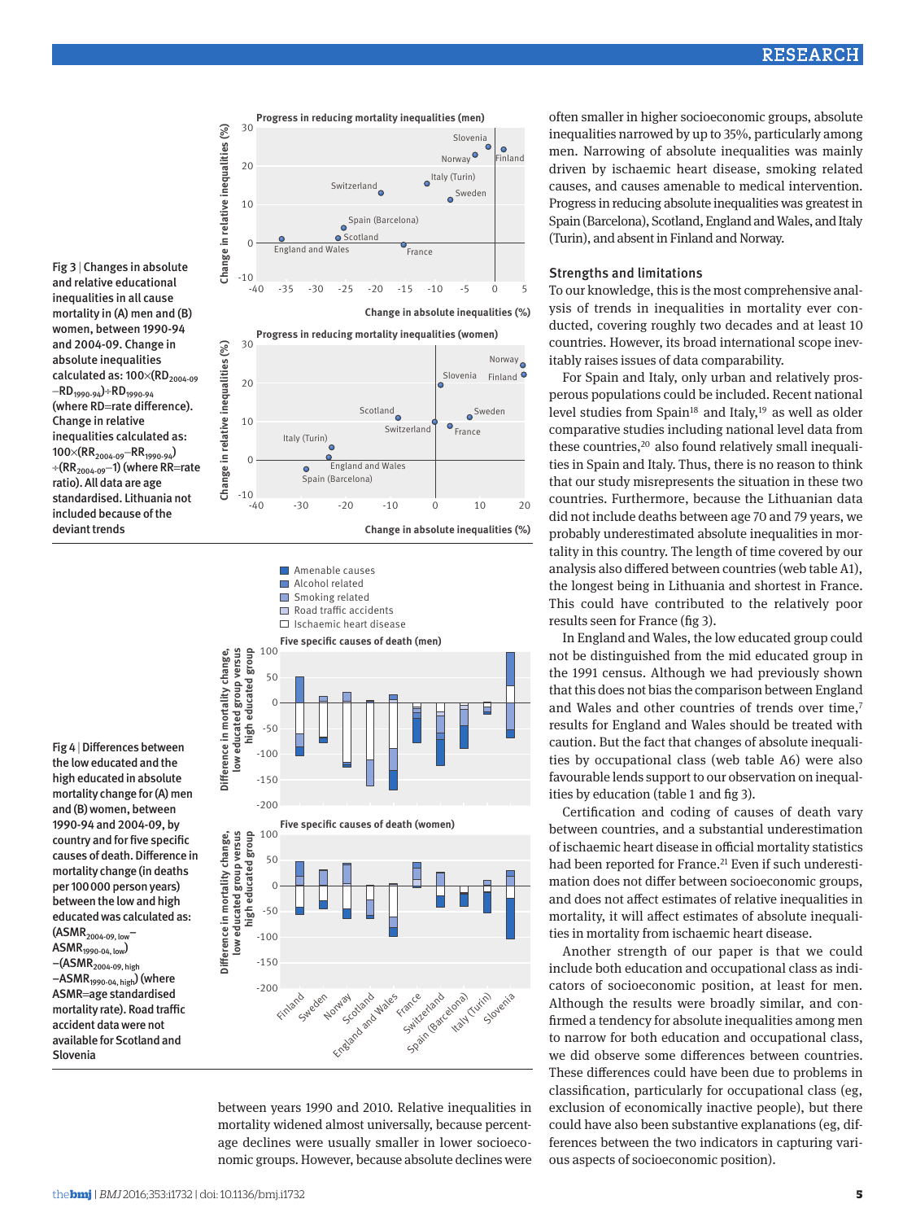Fig 3 | Changes in absolute and relative educational inequalities in all cause mortality in (A) men and (B) women, between 1990-94 and 2004-09. Change in absolute inequalities calculated as: $100\times(RD_{2004-09}-RD_{1990-94})\div RD_{1990-94}$ (where RD=rate difference). Change in relative inequalities calculated as: $100\times(RR_{2004-09}-RR_{1990-94})\div(RR_{2004-09}-1)$ (where RR=rate ratio). All data are age standardised. Lithuania not included because of the deviant trends

Fig 4 | Differences between the low educated and the high educated in absolute mortality change for (A) men and (B) women, between 1990-94 and 2004-09, by country and for five specific causes of death. Difference in mortality change (in deaths per 100 000 person years) between the low and high educated was calculated as: $(ASMR_{2004-09,\ low}-ASMR_{1990-04,\ low})-(ASMR_{2004-09,\ high}-ASMR_{1990-04,\ high})$ (where ASMR=age standardised mortality rate). Road traffic accident data were not available for Scotland and Slovenia

between years 1990 and 2010. Relative inequalities in mortality widened almost universally, because percentage declines were usually smaller in lower socioeconomic groups. However, because absolute declines were often smaller in higher socioeconomic groups, absolute inequalities narrowed by up to 35%, particularly among men. Narrowing of absolute inequalities was mainly driven by ischaemic heart disease, smoking related causes, and causes amenable to medical intervention. Progress in reducing absolute inequalities was greatest in Spain (Barcelona), Scotland, England and Wales, and Italy (Turin), and absent in Finland and Norway.

## Strengths and limitations

To our knowledge, this is the most comprehensive analysis of trends in inequalities in mortality ever conducted, covering roughly two decades and at least 10 countries. However, its broad international scope inevitably raises issues of data comparability.

For Spain and Italy, only urban and relatively prosperous populations could be included. Recent national level studies from Spain[18] and Italy,[19] as well as older comparative studies including national level data from these countries,[20] also found relatively small inequalities in Spain and Italy. Thus, there is no reason to think that our study misrepresents the situation in these two countries. Furthermore, because the Lithuanian data did not include deaths between age 70 and 79 years, we probably underestimated absolute inequalities in mortality in this country. The length of time covered by our analysis also differed between countries (web table A1), the longest being in Lithuania and shortest in France. This could have contributed to the relatively poor results seen for France (fig 3).

In England and Wales, the low educated group could not be distinguished from the mid educated group in the 1991 census. Although we had previously shown that this does not bias the comparison between England and Wales and other countries of trends over time,[7] results for England and Wales should be treated with caution. But the fact that changes of absolute inequalities by occupational class (web table A6) were also favourable lends support to our observation on inequalities by education (table 1 and fig 3).

Certification and coding of causes of death vary between countries, and a substantial underestimation of ischaemic heart disease in official mortality statistics had been reported for France.[21] Even if such underestimation does not differ between socioeconomic groups, and does not affect estimates of relative inequalities in mortality, it will affect estimates of absolute inequalities in mortality from ischaemic heart disease.

Another strength of our paper is that we could include both education and occupational class as indicators of socioeconomic position, at least for men. Although the results were broadly similar, and confirmed a tendency for absolute inequalities among men to narrow for both education and occupational class, we did observe some differences between countries. These differences could have been due to problems in classification, particularly for occupational class (eg, exclusion of economically inactive people), but there could have also been substantive explanations (eg, differences between the two indicators in capturing various aspects of socioeconomic position).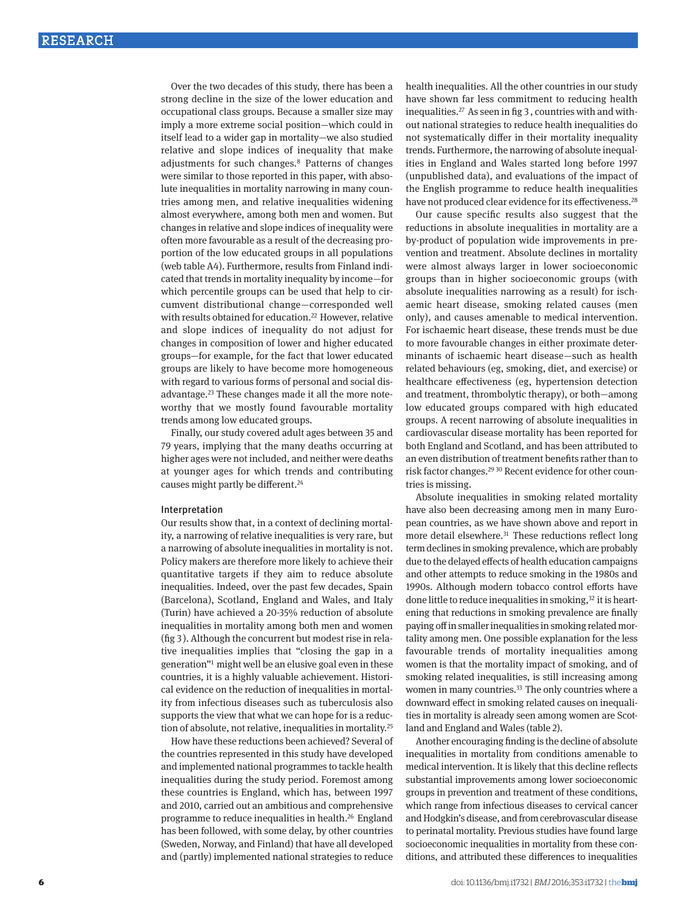Over the two decades of this study, there has been a strong decline in the size of the lower education and occupational class groups. Because a smaller size may imply a more extreme social position—which could in itself lead to a wider gap in mortality—we also studied relative and slope indices of inequality that make adjustments for such changes.[8] Patterns of changes were similar to those reported in this paper, with absolute inequalities in mortality narrowing in many countries among men, and relative inequalities widening almost everywhere, among both men and women. But changes in relative and slope indices of inequality were often more favourable as a result of the decreasing proportion of the low educated groups in all populations (web table A4). Furthermore, results from Finland indicated that trends in mortality inequality by income—for which percentile groups can be used that help to circumvent distributional change—corresponded well with results obtained for education.[22] However, relative and slope indices of inequality do not adjust for changes in composition of lower and higher educated groups—for example, for the fact that lower educated groups are likely to have become more homogeneous with regard to various forms of personal and social disadvantage.[23] These changes made it all the more noteworthy that we mostly found favourable mortality trends among low educated groups.

Finally, our study covered adult ages between 35 and 79 years, implying that the many deaths occurring at higher ages were not included, and neither were deaths at younger ages for which trends and contributing causes might partly be different.[24]

### Interpretation

Our results show that, in a context of declining mortality, a narrowing of relative inequalities is very rare, but a narrowing of absolute inequalities in mortality is not. Policy makers are therefore more likely to achieve their quantitative targets if they aim to reduce absolute inequalities. Indeed, over the past few decades, Spain (Barcelona), Scotland, England and Wales, and Italy (Turin) have achieved a 20-35% reduction of absolute inequalities in mortality among both men and women (fig 3). Although the concurrent but modest rise in relative inequalities implies that "closing the gap in a generation"[1] might well be an elusive goal even in these countries, it is a highly valuable achievement. Historical evidence on the reduction of inequalities in mortality from infectious diseases such as tuberculosis also supports the view that what we can hope for is a reduction of absolute, not relative, inequalities in mortality.[25]

How have these reductions been achieved? Several of the countries represented in this study have developed and implemented national programmes to tackle health inequalities during the study period. Foremost among these countries is England, which has, between 1997 and 2010, carried out an ambitious and comprehensive programme to reduce inequalities in health.[26] England has been followed, with some delay, by other countries (Sweden, Norway, and Finland) that have all developed and (partly) implemented national strategies to reduce health inequalities. All the other countries in our study have shown far less commitment to reducing health inequalities.[27] As seen in fig 3, countries with and without national strategies to reduce health inequalities do not systematically differ in their mortality inequality trends. Furthermore, the narrowing of absolute inequalities in England and Wales started long before 1997 (unpublished data), and evaluations of the impact of the English programme to reduce health inequalities have not produced clear evidence for its effectiveness.[28]

Our cause specific results also suggest that the reductions in absolute inequalities in mortality are a by-product of population wide improvements in prevention and treatment. Absolute declines in mortality were almost always larger in lower socioeconomic groups than in higher socioeconomic groups (with absolute inequalities narrowing as a result) for ischaemic heart disease, smoking related causes (men only), and causes amenable to medical intervention. For ischaemic heart disease, these trends must be due to more favourable changes in either proximate determinants of ischaemic heart disease—such as health related behaviours (eg, smoking, diet, and exercise) or healthcare effectiveness (eg, hypertension detection and treatment, thrombolytic therapy), or both—among low educated groups compared with high educated groups. A recent narrowing of absolute inequalities in cardiovascular disease mortality has been reported for both England and Scotland, and has been attributed to an even distribution of treatment benefits rather than to risk factor changes.[29,30] Recent evidence for other countries is missing.

Absolute inequalities in smoking related mortality have also been decreasing among men in many European countries, as we have shown above and report in more detail elsewhere.[31] These reductions reflect long term declines in smoking prevalence, which are probably due to the delayed effects of health education campaigns and other attempts to reduce smoking in the 1980s and 1990s. Although modern tobacco control efforts have done little to reduce inequalities in smoking,[32] it is heartening that reductions in smoking prevalence are finally paying off in smaller inequalities in smoking related mortality among men. One possible explanation for the less favourable trends of mortality inequalities among women is that the mortality impact of smoking, and of smoking related inequalities, is still increasing among women in many countries.[33] The only countries where a downward effect in smoking related causes on inequalities in mortality is already seen among women are Scotland and England and Wales (table 2).

Another encouraging finding is the decline of absolute inequalities in mortality from conditions amenable to medical intervention. It is likely that this decline reflects substantial improvements among lower socioeconomic groups in prevention and treatment of these conditions, which range from infectious diseases to cervical cancer and Hodgkin's disease, and from cerebrovascular disease to perinatal mortality. Previous studies have found large socioeconomic inequalities in mortality from these conditions, and attributed these differences to inequalities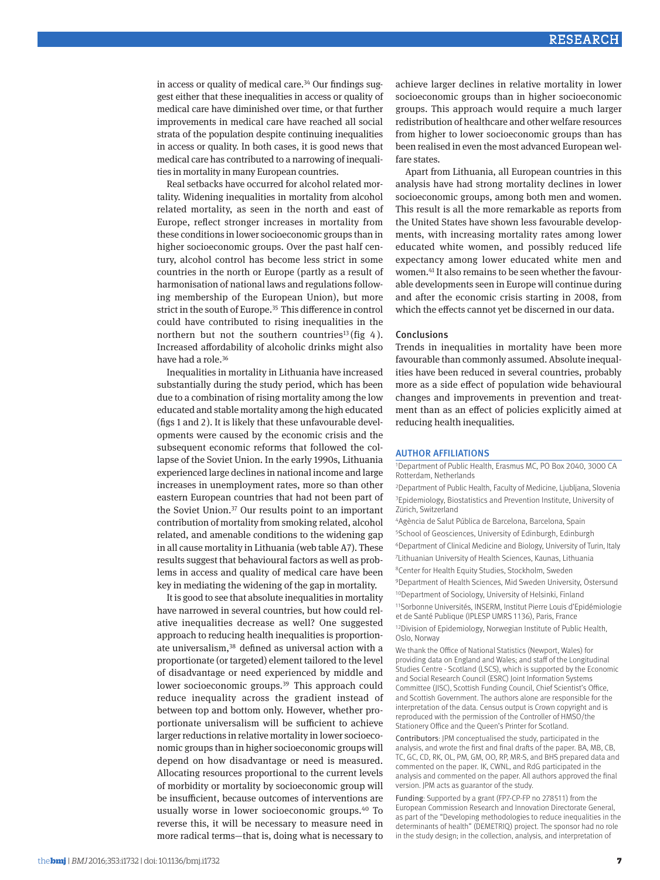in access or quality of medical care.[34] Our findings suggest either that these inequalities in access or quality of medical care have diminished over time, or that further improvements in medical care have reached all social strata of the population despite continuing inequalities in access or quality. In both cases, it is good news that medical care has contributed to a narrowing of inequalities in mortality in many European countries.

Real setbacks have occurred for alcohol related mortality. Widening inequalities in mortality from alcohol related mortality, as seen in the north and east of Europe, reflect stronger increases in mortality from these conditions in lower socioeconomic groups than in higher socioeconomic groups. Over the past half century, alcohol control has become less strict in some countries in the north or Europe (partly as a result of harmonisation of national laws and regulations following membership of the European Union), but more strict in the south of Europe.[35] This difference in control could have contributed to rising inequalities in the northern but not the southern countries[13] (fig 4). Increased affordability of alcoholic drinks might also have had a role.[36]

Inequalities in mortality in Lithuania have increased substantially during the study period, which has been due to a combination of rising mortality among the low educated and stable mortality among the high educated (figs 1 and 2). It is likely that these unfavourable developments were caused by the economic crisis and the subsequent economic reforms that followed the collapse of the Soviet Union. In the early 1990s, Lithuania experienced large declines in national income and large increases in unemployment rates, more so than other eastern European countries that had not been part of the Soviet Union.[37] Our results point to an important contribution of mortality from smoking related, alcohol related, and amenable conditions to the widening gap in all cause mortality in Lithuania (web table A7). These results suggest that behavioural factors as well as problems in access and quality of medical care have been key in mediating the widening of the gap in mortality.

It is good to see that absolute inequalities in mortality have narrowed in several countries, but how could relative inequalities decrease as well? One suggested approach to reducing health inequalities is proportionate universalism,[38] defined as universal action with a proportionate (or targeted) element tailored to the level of disadvantage or need experienced by middle and lower socioeconomic groups.[39] This approach could reduce inequality across the gradient instead of between top and bottom only. However, whether proportionate universalism will be sufficient to achieve larger reductions in relative mortality in lower socioeconomic groups than in higher socioeconomic groups will depend on how disadvantage or need is measured. Allocating resources proportional to the current levels of morbidity or mortality by socioeconomic group will be insufficient, because outcomes of interventions are usually worse in lower socioeconomic groups.[40] To reverse this, it will be necessary to measure need in more radical terms—that is, doing what is necessary to achieve larger declines in relative mortality in lower socioeconomic groups than in higher socioeconomic groups. This approach would require a much larger redistribution of healthcare and other welfare resources from higher to lower socioeconomic groups than has been realised in even the most advanced European welfare states.

Apart from Lithuania, all European countries in this analysis have had strong mortality declines in lower socioeconomic groups, among both men and women. This result is all the more remarkable as reports from the United States have shown less favourable developments, with increasing mortality rates among lower educated white women, and possibly reduced life expectancy among lower educated white men and women.[41] It also remains to be seen whether the favourable developments seen in Europe will continue during and after the economic crisis starting in 2008, from which the effects cannot yet be discerned in our data.

## Conclusions

Trends in inequalities in mortality have been more favourable than commonly assumed. Absolute inequalities have been reduced in several countries, probably more as a side effect of population wide behavioural changes and improvements in prevention and treatment than as an effect of policies explicitly aimed at reducing health inequalities.

## AUTHOR AFFILIATIONS

[1]Department of Public Health, Erasmus MC, PO Box 2040, 3000 CA Rotterdam, Netherlands

[2]Department of Public Health, Faculty of Medicine, Ljubljana, Slovenia

[3]Epidemiology, Biostatistics and Prevention Institute, University of Zürich, Switzerland

[4]Agència de Salut Pública de Barcelona, Barcelona, Spain

[5]School of Geosciences, University of Edinburgh, Edinburgh

[6]Department of Clinical Medicine and Biology, University of Turin, Italy

[7]Lithuanian University of Health Sciences, Kaunas, Lithuania

[8]Center for Health Equity Studies, Stockholm, Sweden

[9]Department of Health Sciences, Mid Sweden University, Östersund

[10]Department of Sociology, University of Helsinki, Finland

[11]Sorbonne Universités, INSERM, Institut Pierre Louis d'Epidémiologie et de Santé Publique (IPLESP UMRS 1136), Paris, France

[12]Division of Epidemiology, Norwegian Institute of Public Health, Oslo, Norway

We thank the Office of National Statistics (Newport, Wales) for providing data on England and Wales; and staff of the Longitudinal Studies Centre - Scotland (LSCS), which is supported by the Economic and Social Research Council (ESRC) Joint Information Systems Committee (JISC), Scottish Funding Council, Chief Scientist's Office, and Scottish Government. The authors alone are responsible for the interpretation of the data. Census output is Crown copyright and is reproduced with the permission of the Controller of HMSO/the Stationery Office and the Queen's Printer for Scotland.

Contributors: JPM conceptualised the study, participated in the analysis, and wrote the first and final drafts of the paper. BA, MB, CB, TC, GC, CD, RK, OL, PM, GM, OO, RP, MR-S, and BHS prepared data and commented on the paper. IK, CWNL, and RdG participated in the analysis and commented on the paper. All authors approved the final version. JPM acts as guarantor of the study.

Funding: Supported by a grant (FP7-CP-FP no 278511) from the European Commission Research and Innovation Directorate General, as part of the "Developing methodologies to reduce inequalities in the determinants of health" (DEMETRIQ) project. The sponsor had no role in the study design; in the collection, analysis, and interpretation of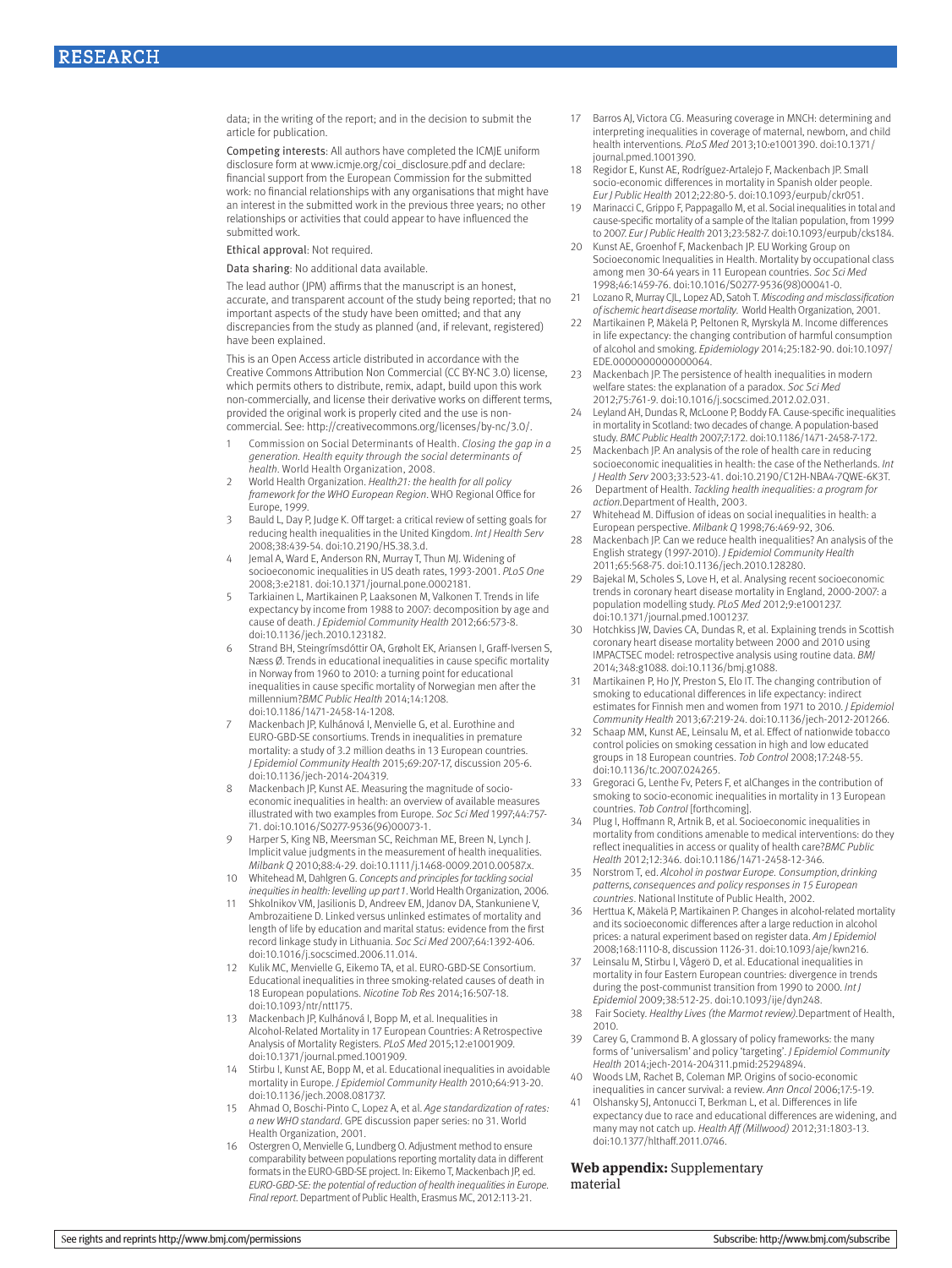data; in the writing of the report; and in the decision to submit the article for publication.

Competing interests: All authors have completed the ICMJE uniform disclosure form at www.icmje.org/coi_disclosure.pdf and declare: financial support from the European Commission for the submitted work: no financial relationships with any organisations that might have an interest in the submitted work in the previous three years; no other relationships or activities that could appear to have influenced the submitted work.

Ethical approval: Not required.

Data sharing: No additional data available.

The lead author (JPM) affirms that the manuscript is an honest, accurate, and transparent account of the study being reported; that no important aspects of the study have been omitted; and that any discrepancies from the study as planned (and, if relevant, registered) have been explained.

This is an Open Access article distributed in accordance with the Creative Commons Attribution Non Commercial (CC BY-NC 3.0) license, which permits others to distribute, remix, adapt, build upon this work non-commercially, and license their derivative works on different terms, provided the original work is properly cited and the use is non-commercial. See: http://creativecommons.org/licenses/by-nc/3.0/.

1. Commission on Social Determinants of Health. *Closing the gap in a generation. Health equity through the social determinants of health*. World Health Organization, 2008.
2. World Health Organization. *Health21: the health for all policy framework for the WHO European Region*. WHO Regional Office for Europe, 1999.
3. Bauld L, Day P, Judge K. Off target: a critical review of setting goals for reducing health inequalities in the United Kingdom. *Int J Health Serv* 2008;38:439-54. doi:10.2190/HS.38.3.d.
4. Jemal A, Ward E, Anderson RN, Murray T, Thun MJ. Widening of socioeconomic inequalities in US death rates, 1993-2001. *PLoS One* 2008;3:e2181. doi:10.1371/journal.pone.0002181.
5. Tarkiainen L, Martikainen P, Laaksonen M, Valkonen T. Trends in life expectancy by income from 1988 to 2007: decomposition by age and cause of death. *J Epidemiol Community Health* 2012;66:573-8. doi:10.1136/jech.2010.123182.
6. Strand BH, Steingrímsdóttir OA, Grøholt EK, Ariansen I, Graff-Iversen S, Næss Ø. Trends in educational inequalities in cause specific mortality in Norway from 1960 to 2010: a turning point for educational inequalities in cause specific mortality of Norwegian men after the millennium?*BMC Public Health* 2014;14:1208. doi:10.1186/1471-2458-14-1208.
7. Mackenbach JP, Kulhánová I, Menvielle G, et al. Eurothine and EURO-GBD-SE consortiums. Trends in inequalities in premature mortality: a study of 3.2 million deaths in 13 European countries. *J Epidemiol Community Health* 2015;69:207-17, discussion 205-6. doi:10.1136/jech-2014-204319.
8. Mackenbach JP, Kunst AE. Measuring the magnitude of socio-economic inequalities in health: an overview of available measures illustrated with two examples from Europe. *Soc Sci Med* 1997;44:757-71. doi:10.1016/S0277-9536(96)00073-1.
9. Harper S, King NB, Meersman SC, Reichman ME, Breen N, Lynch J. Implicit value judgments in the measurement of health inequalities. *Milbank Q* 2010;88:4-29. doi:10.1111/j.1468-0009.2010.00587.x.
10. Whitehead M, Dahlgren G. *Concepts and principles for tackling social inequities in health: levelling up part 1*. World Health Organization, 2006.
11. Shkolnikov VM, Jasilionis D, Andreev EM, Jdanov DA, Stankuniene V, Ambrozaitiene D. Linked versus unlinked estimates of mortality and length of life by education and marital status: evidence from the first record linkage study in Lithuania. *Soc Sci Med* 2007;64:1392-406. doi:10.1016/j.socscimed.2006.11.014.
12. Kulik MC, Menvielle G, Eikemo TA, et al. EURO-GBD-SE Consortium. Educational inequalities in three smoking-related causes of death in 18 European populations. *Nicotine Tob Res* 2014;16:507-18. doi:10.1093/ntr/ntt175.
13. Mackenbach JP, Kulhánová I, Bopp M, et al. Inequalities in Alcohol-Related Mortality in 17 European Countries: A Retrospective Analysis of Mortality Registers. *PLoS Med* 2015;12:e1001909. doi:10.1371/journal.pmed.1001909.
14. Stirbu I, Kunst AE, Bopp M, et al. Educational inequalities in avoidable mortality in Europe. *J Epidemiol Community Health* 2010;64:913-20. doi:10.1136/jech.2008.081737.
15. Ahmad O, Boschi-Pinto C, Lopez A, et al. *Age standardization of rates: a new WHO standard*. GPE discussion paper series: no 31. World Health Organization, 2001.
16. Ostergren O, Menvielle G, Lundberg O. Adjustment method to ensure comparability between populations reporting mortality data in different formats in the EURO-GBD-SE project. In: Eikemo T, Mackenbach JP, ed. *EURO-GBD-SE: the potential of reduction of health inequalities in Europe. Final report*. Department of Public Health, Erasmus MC, 2012:113-21.
17. Barros AJ, Victora CG. Measuring coverage in MNCH: determining and interpreting inequalities in coverage of maternal, newborn, and child health interventions. *PLoS Med* 2013;10:e1001390. doi:10.1371/journal.pmed.1001390.
18. Regidor E, Kunst AE, Rodríguez-Artalejo F, Mackenbach JP. Small socio-economic differences in mortality in Spanish older people. *Eur J Public Health* 2012;22:80-5. doi:10.1093/eurpub/ckr051.
19. Marinacci C, Grippo F, Pappagallo M, et al. Social inequalities in total and cause-specific mortality of a sample of the Italian population, from 1999 to 2007. *Eur J Public Health* 2013;23:582-7. doi:10.1093/eurpub/cks184.
20. Kunst AE, Groenhof F, Mackenbach JP. EU Working Group on Socioeconomic Inequalities in Health. Mortality by occupational class among men 30-64 years in 11 European countries. *Soc Sci Med* 1998;46:1459-76. doi:10.1016/S0277-9536(98)00041-0.
21. Lozano R, Murray CJL, Lopez AD, Satoh T. *Miscoding and misclassification of ischemic heart disease mortality*. World Health Organization, 2001.
22. Martikainen P, Mäkelä P, Peltonen R, Myrskylä M. Income differences in life expectancy: the changing contribution of harmful consumption of alcohol and smoking. *Epidemiology* 2014;25:182-90. doi:10.1097/EDE.0000000000000064.
23. Mackenbach JP. The persistence of health inequalities in modern welfare states: the explanation of a paradox. *Soc Sci Med* 2012;75:761-9. doi:10.1016/j.socscimed.2012.02.031.
24. Leyland AH, Dundas R, McLoone P, Boddy FA. Cause-specific inequalities in mortality in Scotland: two decades of change. A population-based study. *BMC Public Health* 2007;7:172. doi:10.1186/1471-2458-7-172.
25. Mackenbach JP. An analysis of the role of health care in reducing socioeconomic inequalities in health: the case of the Netherlands. *Int J Health Serv* 2003;33:523-41. doi:10.2190/C12H-NBA4-7QWE-6K3T.
26. Department of Health. *Tackling health inequalities: a program for action*.Department of Health, 2003.
27. Whitehead M. Diffusion of ideas on social inequalities in health: a European perspective. *Milbank Q* 1998;76:469-92, 306.
28. Mackenbach JP. Can we reduce health inequalities? An analysis of the English strategy (1997-2010). *J Epidemiol Community Health* 2011;65:568-75. doi:10.1136/jech.2010.128280.
29. Bajekal M, Scholes S, Love H, et al. Analysing recent socioeconomic trends in coronary heart disease mortality in England, 2000-2007: a population modelling study. *PLoS Med* 2012;9:e1001237. doi:10.1371/journal.pmed.1001237.
30. Hotchkiss JW, Davies CA, Dundas R, et al. Explaining trends in Scottish coronary heart disease mortality between 2000 and 2010 using IMPACTSEC model: retrospective analysis using routine data. *BMJ* 2014;348:g1088. doi:10.1136/bmj.g1088.
31. Martikainen P, Ho JY, Preston S, Elo IT. The changing contribution of smoking to educational differences in life expectancy: indirect estimates for Finnish men and women from 1971 to 2010. *J Epidemiol Community Health* 2013;67:219-24. doi:10.1136/jech-2012-201266.
32. Schaap MM, Kunst AE, Leinsalu M, et al. Effect of nationwide tobacco control policies on smoking cessation in high and low educated groups in 18 European countries. *Tob Control* 2008;17:248-55. doi:10.1136/tc.2007.024265.
33. Gregoraci G, Lenthe Fv, Peters F, et alChanges in the contribution of smoking to socio-economic inequalities in mortality in 13 European countries. *Tob Control* [forthcoming].
34. Plug I, Hoffmann R, Artnik B, et al. Socioeconomic inequalities in mortality from conditions amenable to medical interventions: do they reflect inequalities in access or quality of health care?*BMC Public Health* 2012;12:346. doi:10.1186/1471-2458-12-346.
35. Norstrom T, ed. *Alcohol in postwar Europe. Consumption, drinking patterns, consequences and policy responses in 15 European countries*. National Institute of Public Health, 2002.
36. Herttua K, Mäkelä P, Martikainen P. Changes in alcohol-related mortality and its socioeconomic differences after a large reduction in alcohol prices: a natural experiment based on register data. *Am J Epidemiol* 2008;168:1110-8, discussion 1126-31. doi:10.1093/aje/kwn216.
37. Leinsalu M, Stirbu I, Vågerö D, et al. Educational inequalities in mortality in four Eastern European countries: divergence in trends during the post-communist transition from 1990 to 2000. *Int J Epidemiol* 2009;38:512-25. doi:10.1093/ije/dyn248.
38. Fair Society. *Healthy Lives (the Marmot review)*.Department of Health, 2010.
39. Carey G, Crammond B. A glossary of policy frameworks: the many forms of 'universalism' and policy 'targeting'. *J Epidemiol Community Health* 2014;jech-2014-204311.pmid:25294894.
40. Woods LM, Rachet B, Coleman MP. Origins of socio-economic inequalities in cancer survival: a review. *Ann Oncol* 2006;17:5-19.
41. Olshansky SJ, Antonucci T, Berkman L, et al. Differences in life expectancy due to race and educational differences are widening, and many may not catch up. *Health Aff (Millwood)* 2012;31:1803-13. doi:10.1377/hlthaff.2011.0746.

**Web appendix:** Supplementary material